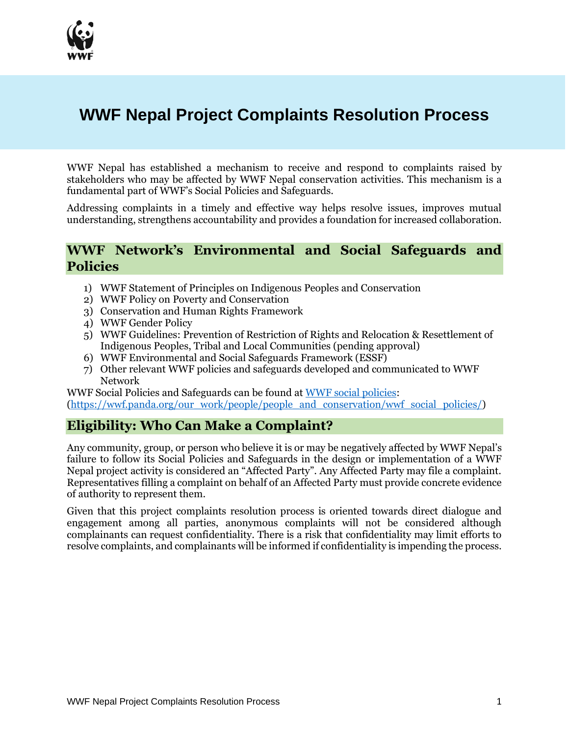# WWF Nepal Project Complaints Resolution Process

WWF Nepal has established a mechanism to receive and respond to complaints raised by stakeholders who may be affected by WWF Nepal conservation activities. This mechanism is a fundamental part of WWF's Social Policies and Safeguards.

Addressing complaints in a timely and effective way helps resolve issues, improves mutual understanding, strengthens accountability and provides a foundation for increased collaboration.

## WWF Network's Environmental and Social Safeguards and Policies

1) WWF Statement of Principles on Indigenous Peoples and Conservation
2) WWF Policy on Poverty and Conservation
3) Conservation and Human Rights Framework
4) WWF Gender Policy
5) WWF Guidelines: Prevention of Restriction of Rights and Relocation & Resettlement of Indigenous Peoples, Tribal and Local Communities (pending approval)
6) WWF Environmental and Social Safeguards Framework (ESSF)
7) Other relevant WWF policies and safeguards developed and communicated to WWF Network

WWF Social Policies and Safeguards can be found at [WWF social policies](https://wwf.panda.org/our_work/people/people_and_conservation/wwf_social_policies/): (https://wwf.panda.org/our_work/people/people_and_conservation/wwf_social_policies/)

## Eligibility: Who Can Make a Complaint?

Any community, group, or person who believe it is or may be negatively affected by WWF Nepal's failure to follow its Social Policies and Safeguards in the design or implementation of a WWF Nepal project activity is considered an "Affected Party". Any Affected Party may file a complaint. Representatives filling a complaint on behalf of an Affected Party must provide concrete evidence of authority to represent them.

Given that this project complaints resolution process is oriented towards direct dialogue and engagement among all parties, anonymous complaints will not be considered although complainants can request confidentiality. There is a risk that confidentiality may limit efforts to resolve complaints, and complainants will be informed if confidentiality is impending the process.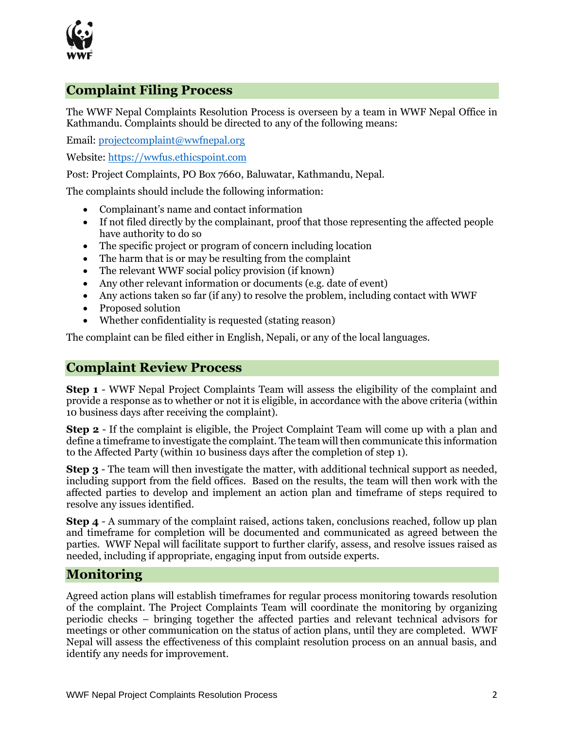## Complaint Filing Process

The WWF Nepal Complaints Resolution Process is overseen by a team in WWF Nepal Office in Kathmandu. Complaints should be directed to any of the following means:

Email: projectcomplaint@wwfnepal.org

Website: https://wwfus.ethicspoint.com

Post: Project Complaints, PO Box 7660, Baluwatar, Kathmandu, Nepal.

The complaints should include the following information:

- Complainant's name and contact information
- If not filed directly by the complainant, proof that those representing the affected people have authority to do so
- The specific project or program of concern including location
- The harm that is or may be resulting from the complaint
- The relevant WWF social policy provision (if known)
- Any other relevant information or documents (e.g. date of event)
- Any actions taken so far (if any) to resolve the problem, including contact with WWF
- Proposed solution
- Whether confidentiality is requested (stating reason)

The complaint can be filed either in English, Nepali, or any of the local languages.

## Complaint Review Process

**Step 1** - WWF Nepal Project Complaints Team will assess the eligibility of the complaint and provide a response as to whether or not it is eligible, in accordance with the above criteria (within 10 business days after receiving the complaint).

**Step 2** - If the complaint is eligible, the Project Complaint Team will come up with a plan and define a timeframe to investigate the complaint. The team will then communicate this information to the Affected Party (within 10 business days after the completion of step 1).

**Step 3** - The team will then investigate the matter, with additional technical support as needed, including support from the field offices. Based on the results, the team will then work with the affected parties to develop and implement an action plan and timeframe of steps required to resolve any issues identified.

**Step 4** - A summary of the complaint raised, actions taken, conclusions reached, follow up plan and timeframe for completion will be documented and communicated as agreed between the parties. WWF Nepal will facilitate support to further clarify, assess, and resolve issues raised as needed, including if appropriate, engaging input from outside experts.

## Monitoring

Agreed action plans will establish timeframes for regular process monitoring towards resolution of the complaint. The Project Complaints Team will coordinate the monitoring by organizing periodic checks – bringing together the affected parties and relevant technical advisors for meetings or other communication on the status of action plans, until they are completed. WWF Nepal will assess the effectiveness of this complaint resolution process on an annual basis, and identify any needs for improvement.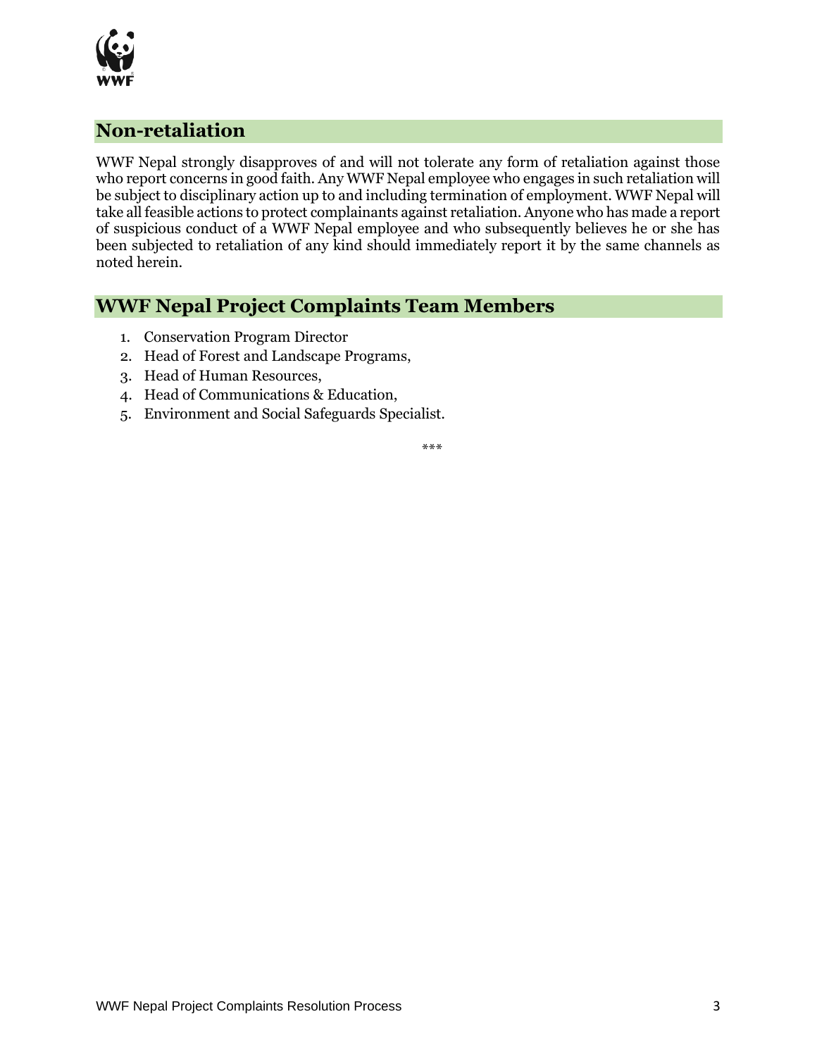## Non-retaliation

WWF Nepal strongly disapproves of and will not tolerate any form of retaliation against those who report concerns in good faith. Any WWF Nepal employee who engages in such retaliation will be subject to disciplinary action up to and including termination of employment. WWF Nepal will take all feasible actions to protect complainants against retaliation. Anyone who has made a report of suspicious conduct of a WWF Nepal employee and who subsequently believes he or she has been subjected to retaliation of any kind should immediately report it by the same channels as noted herein.

## WWF Nepal Project Complaints Team Members

1. Conservation Program Director
2. Head of Forest and Landscape Programs,
3. Head of Human Resources,
4. Head of Communications & Education,
5. Environment and Social Safeguards Specialist.

***